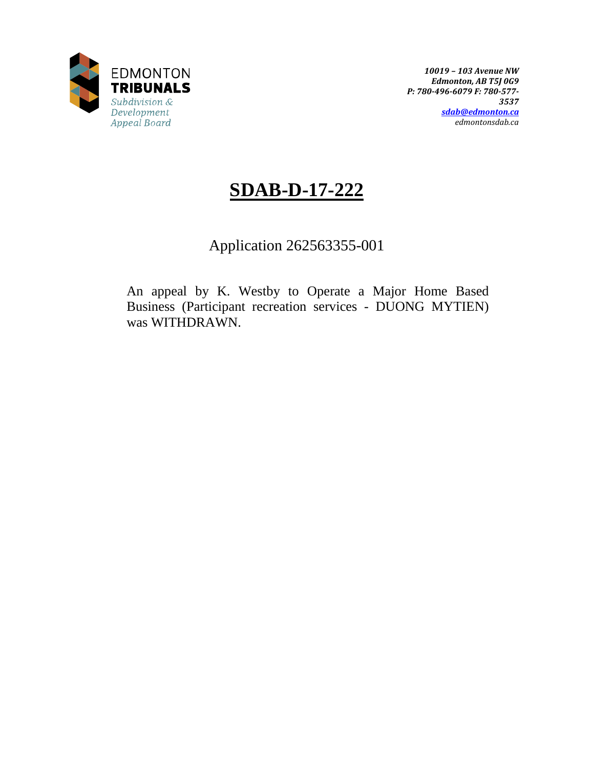EDMONTON
**TRIBUNALS**
*Subdivision & Development Appeal Board*

***10019 – 103 Avenue NW***
***Edmonton, AB T5J 0G9***
***P: 780-496-6079 F: 780-577-3537***
***sdab@edmonton.ca***
*edmontonsdab.ca*

# SDAB-D-17-222

Application 262563355-001

An appeal by K. Westby to Operate a Major Home Based Business (Participant recreation services - DUONG MYTIEN) was WITHDRAWN.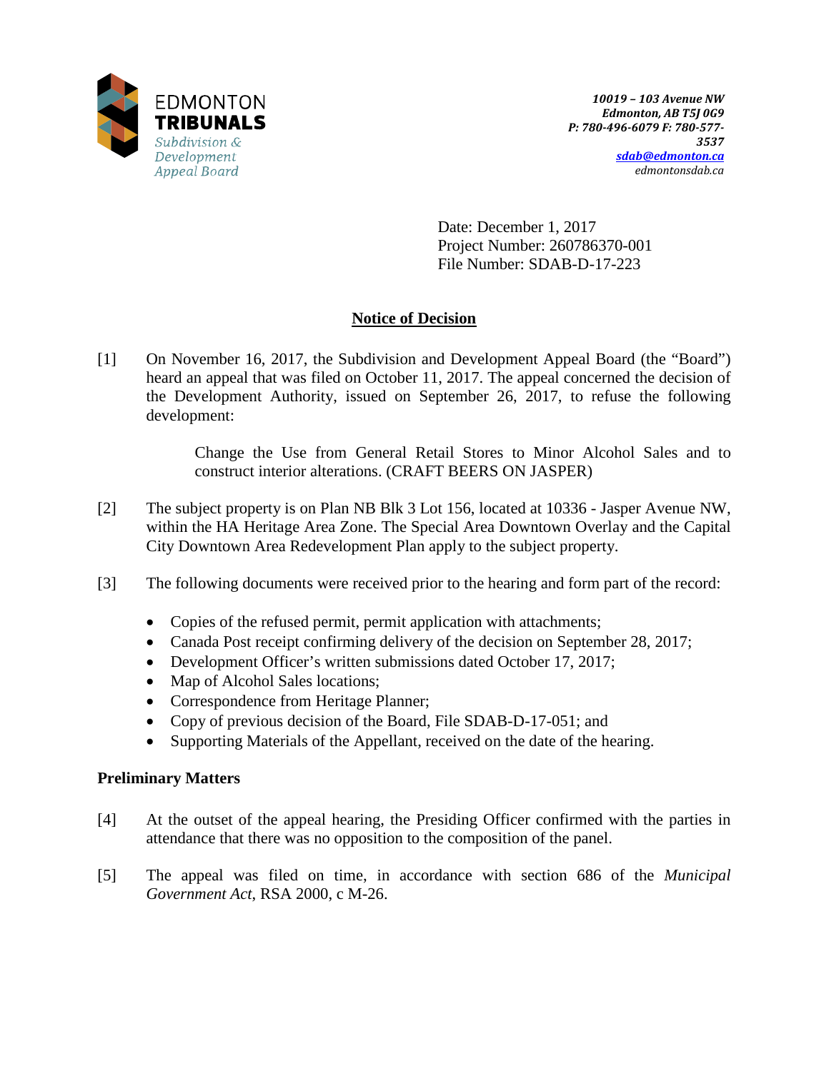EDMONTON
**TRIBUNALS**
*Subdivision & Development Appeal Board*

***10019 – 103 Avenue NW***
***Edmonton, AB T5J 0G9***
***P: 780-496-6079 F: 780-577-3537***
***sdab@edmonton.ca***
*edmontonsdab.ca*

Date: December 1, 2017
Project Number: 260786370-001
File Number: SDAB-D-17-223

## Notice of Decision

[1] On November 16, 2017, the Subdivision and Development Appeal Board (the "Board") heard an appeal that was filed on October 11, 2017. The appeal concerned the decision of the Development Authority, issued on September 26, 2017, to refuse the following development:

> Change the Use from General Retail Stores to Minor Alcohol Sales and to construct interior alterations. (CRAFT BEERS ON JASPER)

[2] The subject property is on Plan NB Blk 3 Lot 156, located at 10336 - Jasper Avenue NW, within the HA Heritage Area Zone. The Special Area Downtown Overlay and the Capital City Downtown Area Redevelopment Plan apply to the subject property.

[3] The following documents were received prior to the hearing and form part of the record:

- Copies of the refused permit, permit application with attachments;
- Canada Post receipt confirming delivery of the decision on September 28, 2017;
- Development Officer's written submissions dated October 17, 2017;
- Map of Alcohol Sales locations;
- Correspondence from Heritage Planner;
- Copy of previous decision of the Board, File SDAB-D-17-051; and
- Supporting Materials of the Appellant, received on the date of the hearing.

### Preliminary Matters

[4] At the outset of the appeal hearing, the Presiding Officer confirmed with the parties in attendance that there was no opposition to the composition of the panel.

[5] The appeal was filed on time, in accordance with section 686 of the *Municipal Government Act*, RSA 2000, c M-26.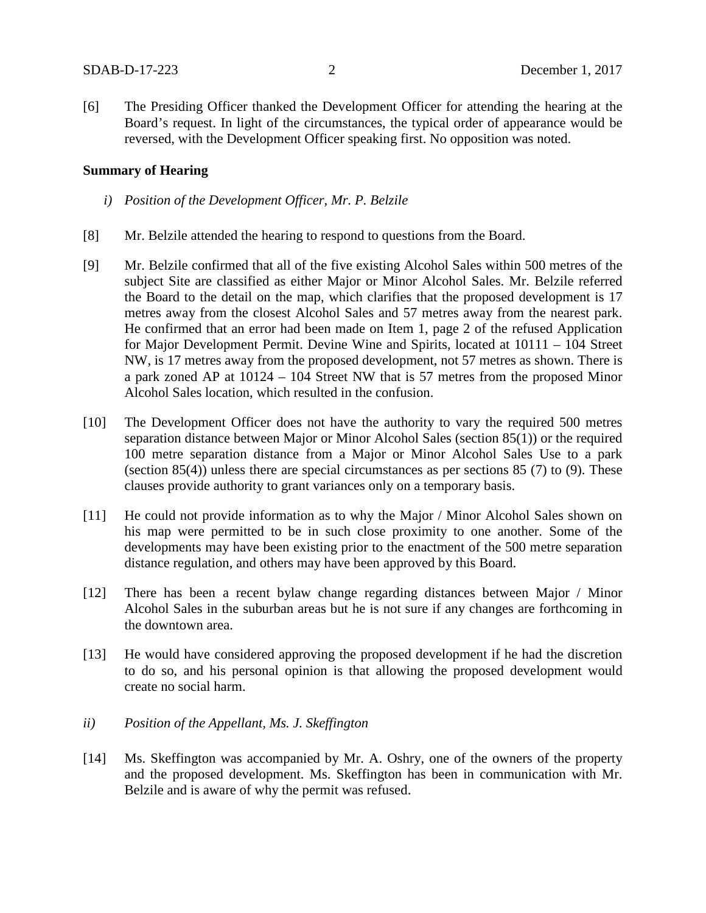[6] The Presiding Officer thanked the Development Officer for attending the hearing at the Board's request. In light of the circumstances, the typical order of appearance would be reversed, with the Development Officer speaking first. No opposition was noted.

**Summary of Hearing**

*i) Position of the Development Officer, Mr. P. Belzile*

[8] Mr. Belzile attended the hearing to respond to questions from the Board.

[9] Mr. Belzile confirmed that all of the five existing Alcohol Sales within 500 metres of the subject Site are classified as either Major or Minor Alcohol Sales. Mr. Belzile referred the Board to the detail on the map, which clarifies that the proposed development is 17 metres away from the closest Alcohol Sales and 57 metres away from the nearest park. He confirmed that an error had been made on Item 1, page 2 of the refused Application for Major Development Permit. Devine Wine and Spirits, located at 10111 – 104 Street NW, is 17 metres away from the proposed development, not 57 metres as shown. There is a park zoned AP at 10124 – 104 Street NW that is 57 metres from the proposed Minor Alcohol Sales location, which resulted in the confusion.

[10] The Development Officer does not have the authority to vary the required 500 metres separation distance between Major or Minor Alcohol Sales (section 85(1)) or the required 100 metre separation distance from a Major or Minor Alcohol Sales Use to a park (section 85(4)) unless there are special circumstances as per sections 85 (7) to (9). These clauses provide authority to grant variances only on a temporary basis.

[11] He could not provide information as to why the Major / Minor Alcohol Sales shown on his map were permitted to be in such close proximity to one another. Some of the developments may have been existing prior to the enactment of the 500 metre separation distance regulation, and others may have been approved by this Board.

[12] There has been a recent bylaw change regarding distances between Major / Minor Alcohol Sales in the suburban areas but he is not sure if any changes are forthcoming in the downtown area.

[13] He would have considered approving the proposed development if he had the discretion to do so, and his personal opinion is that allowing the proposed development would create no social harm.

*ii) Position of the Appellant, Ms. J. Skeffington*

[14] Ms. Skeffington was accompanied by Mr. A. Oshry, one of the owners of the property and the proposed development. Ms. Skeffington has been in communication with Mr. Belzile and is aware of why the permit was refused.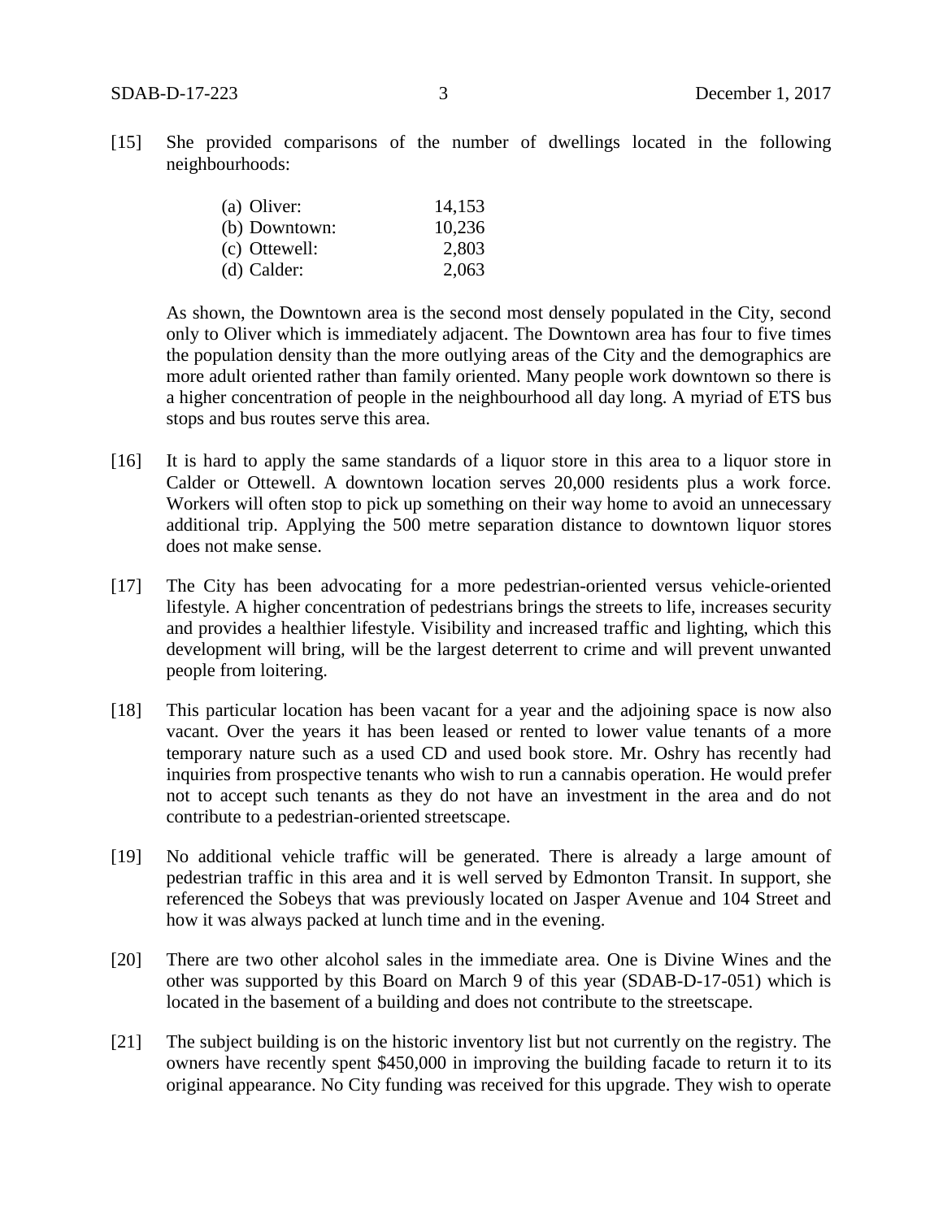[15] She provided comparisons of the number of dwellings located in the following neighbourhoods:

| | |
|---|---|
| (a) Oliver: | 14,153 |
| (b) Downtown: | 10,236 |
| (c) Ottewell: | 2,803 |
| (d) Calder: | 2,063 |

As shown, the Downtown area is the second most densely populated in the City, second only to Oliver which is immediately adjacent. The Downtown area has four to five times the population density than the more outlying areas of the City and the demographics are more adult oriented rather than family oriented. Many people work downtown so there is a higher concentration of people in the neighbourhood all day long. A myriad of ETS bus stops and bus routes serve this area.

[16] It is hard to apply the same standards of a liquor store in this area to a liquor store in Calder or Ottewell. A downtown location serves 20,000 residents plus a work force. Workers will often stop to pick up something on their way home to avoid an unnecessary additional trip. Applying the 500 metre separation distance to downtown liquor stores does not make sense.

[17] The City has been advocating for a more pedestrian-oriented versus vehicle-oriented lifestyle. A higher concentration of pedestrians brings the streets to life, increases security and provides a healthier lifestyle. Visibility and increased traffic and lighting, which this development will bring, will be the largest deterrent to crime and will prevent unwanted people from loitering.

[18] This particular location has been vacant for a year and the adjoining space is now also vacant. Over the years it has been leased or rented to lower value tenants of a more temporary nature such as a used CD and used book store. Mr. Oshry has recently had inquiries from prospective tenants who wish to run a cannabis operation. He would prefer not to accept such tenants as they do not have an investment in the area and do not contribute to a pedestrian-oriented streetscape.

[19] No additional vehicle traffic will be generated. There is already a large amount of pedestrian traffic in this area and it is well served by Edmonton Transit. In support, she referenced the Sobeys that was previously located on Jasper Avenue and 104 Street and how it was always packed at lunch time and in the evening.

[20] There are two other alcohol sales in the immediate area. One is Divine Wines and the other was supported by this Board on March 9 of this year (SDAB-D-17-051) which is located in the basement of a building and does not contribute to the streetscape.

[21] The subject building is on the historic inventory list but not currently on the registry. The owners have recently spent $450,000 in improving the building facade to return it to its original appearance. No City funding was received for this upgrade. They wish to operate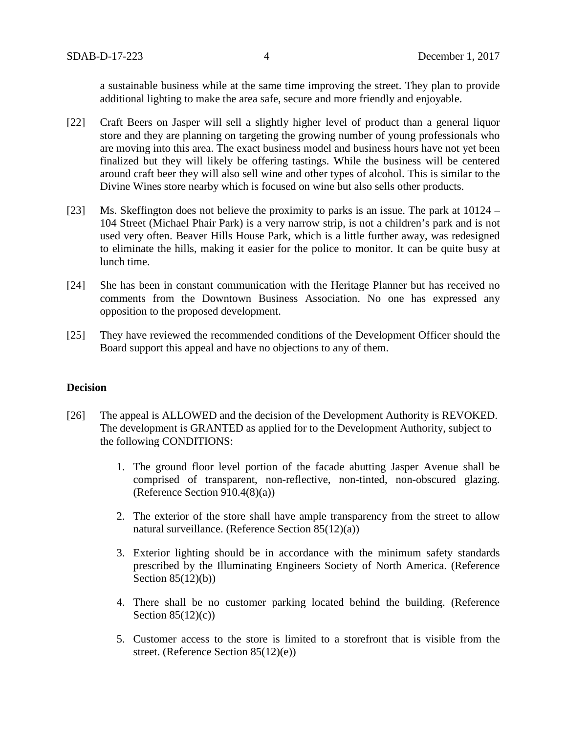a sustainable business while at the same time improving the street. They plan to provide additional lighting to make the area safe, secure and more friendly and enjoyable.

[22] Craft Beers on Jasper will sell a slightly higher level of product than a general liquor store and they are planning on targeting the growing number of young professionals who are moving into this area. The exact business model and business hours have not yet been finalized but they will likely be offering tastings. While the business will be centered around craft beer they will also sell wine and other types of alcohol. This is similar to the Divine Wines store nearby which is focused on wine but also sells other products.

[23] Ms. Skeffington does not believe the proximity to parks is an issue. The park at 10124 – 104 Street (Michael Phair Park) is a very narrow strip, is not a children's park and is not used very often. Beaver Hills House Park, which is a little further away, was redesigned to eliminate the hills, making it easier for the police to monitor. It can be quite busy at lunch time.

[24] She has been in constant communication with the Heritage Planner but has received no comments from the Downtown Business Association. No one has expressed any opposition to the proposed development.

[25] They have reviewed the recommended conditions of the Development Officer should the Board support this appeal and have no objections to any of them.

## Decision

[26] The appeal is ALLOWED and the decision of the Development Authority is REVOKED. The development is GRANTED as applied for to the Development Authority, subject to the following CONDITIONS:

1. The ground floor level portion of the facade abutting Jasper Avenue shall be comprised of transparent, non-reflective, non-tinted, non-obscured glazing. (Reference Section 910.4(8)(a))

2. The exterior of the store shall have ample transparency from the street to allow natural surveillance. (Reference Section 85(12)(a))

3. Exterior lighting should be in accordance with the minimum safety standards prescribed by the Illuminating Engineers Society of North America. (Reference Section 85(12)(b))

4. There shall be no customer parking located behind the building. (Reference Section 85(12)(c))

5. Customer access to the store is limited to a storefront that is visible from the street. (Reference Section 85(12)(e))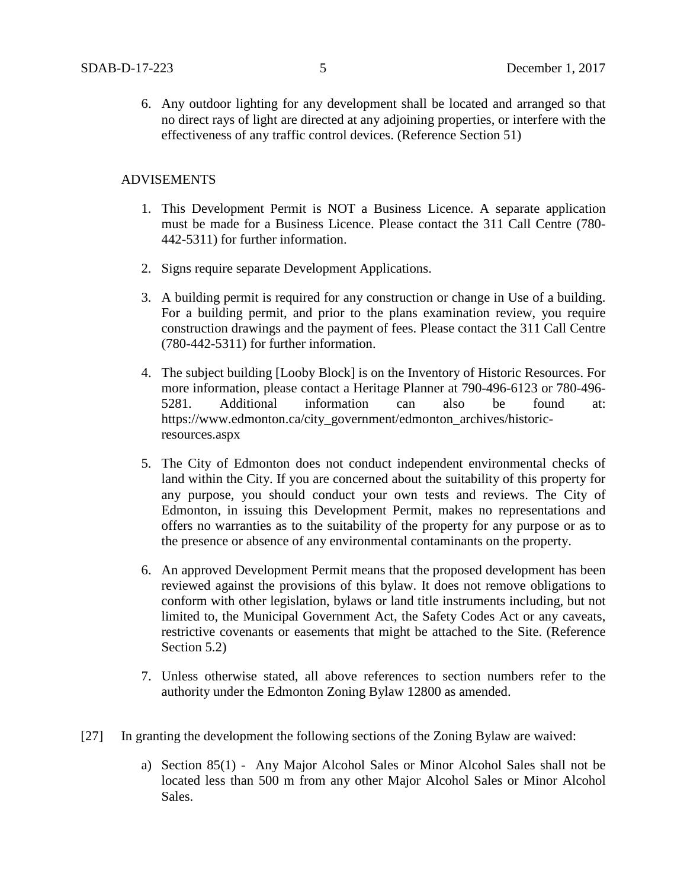6. Any outdoor lighting for any development shall be located and arranged so that no direct rays of light are directed at any adjoining properties, or interfere with the effectiveness of any traffic control devices. (Reference Section 51)

ADVISEMENTS

1. This Development Permit is NOT a Business Licence. A separate application must be made for a Business Licence. Please contact the 311 Call Centre (780-442-5311) for further information.

2. Signs require separate Development Applications.

3. A building permit is required for any construction or change in Use of a building. For a building permit, and prior to the plans examination review, you require construction drawings and the payment of fees. Please contact the 311 Call Centre (780-442-5311) for further information.

4. The subject building [Looby Block] is on the Inventory of Historic Resources. For more information, please contact a Heritage Planner at 790-496-6123 or 780-496-5281. Additional information can also be found at: https://www.edmonton.ca/city_government/edmonton_archives/historic-resources.aspx

5. The City of Edmonton does not conduct independent environmental checks of land within the City. If you are concerned about the suitability of this property for any purpose, you should conduct your own tests and reviews. The City of Edmonton, in issuing this Development Permit, makes no representations and offers no warranties as to the suitability of the property for any purpose or as to the presence or absence of any environmental contaminants on the property.

6. An approved Development Permit means that the proposed development has been reviewed against the provisions of this bylaw. It does not remove obligations to conform with other legislation, bylaws or land title instruments including, but not limited to, the Municipal Government Act, the Safety Codes Act or any caveats, restrictive covenants or easements that might be attached to the Site. (Reference Section 5.2)

7. Unless otherwise stated, all above references to section numbers refer to the authority under the Edmonton Zoning Bylaw 12800 as amended.

[27] In granting the development the following sections of the Zoning Bylaw are waived:

a) Section 85(1) - Any Major Alcohol Sales or Minor Alcohol Sales shall not be located less than 500 m from any other Major Alcohol Sales or Minor Alcohol Sales.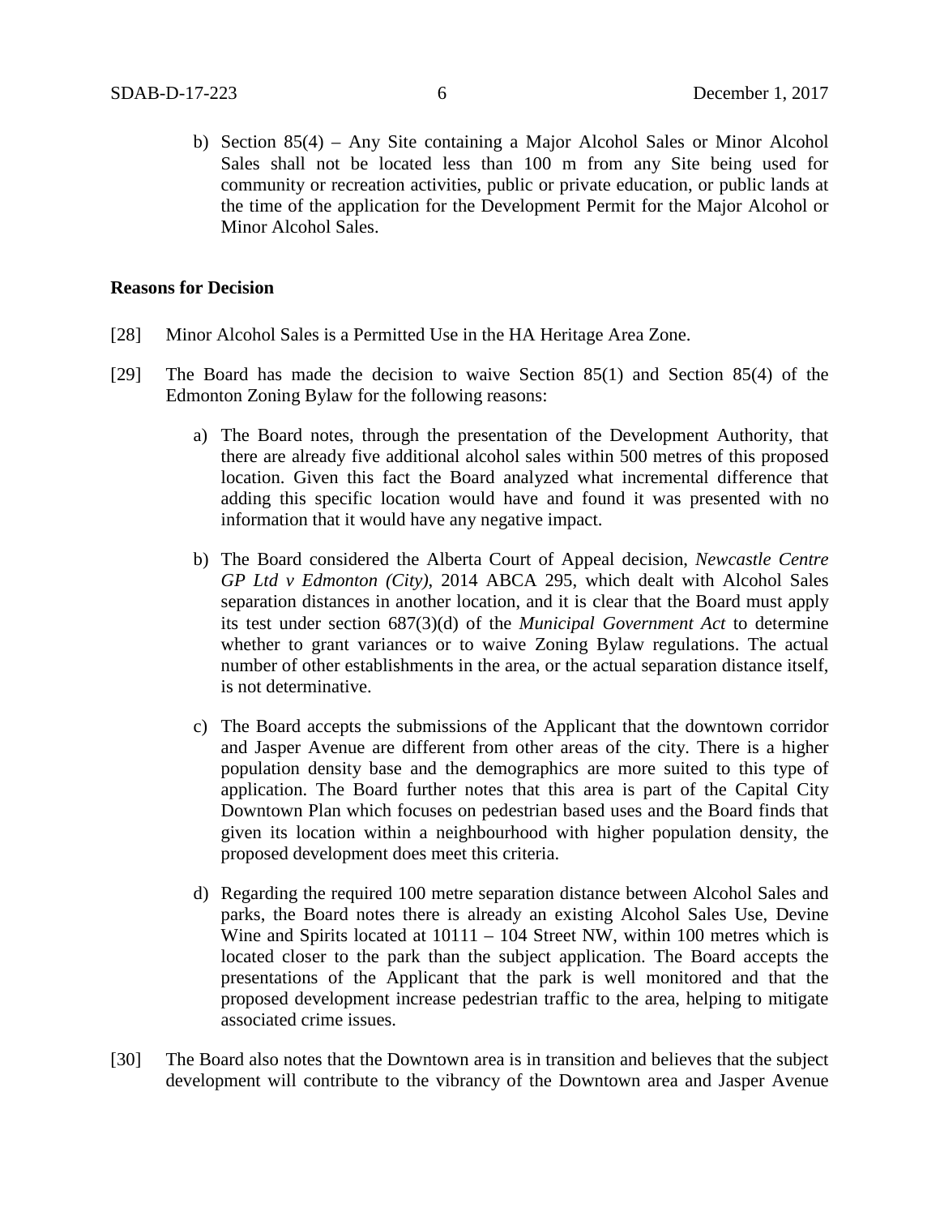b) Section 85(4) – Any Site containing a Major Alcohol Sales or Minor Alcohol Sales shall not be located less than 100 m from any Site being used for community or recreation activities, public or private education, or public lands at the time of the application for the Development Permit for the Major Alcohol or Minor Alcohol Sales.

**Reasons for Decision**

[28] Minor Alcohol Sales is a Permitted Use in the HA Heritage Area Zone.

[29] The Board has made the decision to waive Section 85(1) and Section 85(4) of the Edmonton Zoning Bylaw for the following reasons:

a) The Board notes, through the presentation of the Development Authority, that there are already five additional alcohol sales within 500 metres of this proposed location. Given this fact the Board analyzed what incremental difference that adding this specific location would have and found it was presented with no information that it would have any negative impact.

b) The Board considered the Alberta Court of Appeal decision, *Newcastle Centre GP Ltd v Edmonton (City)*, 2014 ABCA 295, which dealt with Alcohol Sales separation distances in another location, and it is clear that the Board must apply its test under section 687(3)(d) of the *Municipal Government Act* to determine whether to grant variances or to waive Zoning Bylaw regulations. The actual number of other establishments in the area, or the actual separation distance itself, is not determinative.

c) The Board accepts the submissions of the Applicant that the downtown corridor and Jasper Avenue are different from other areas of the city. There is a higher population density base and the demographics are more suited to this type of application. The Board further notes that this area is part of the Capital City Downtown Plan which focuses on pedestrian based uses and the Board finds that given its location within a neighbourhood with higher population density, the proposed development does meet this criteria.

d) Regarding the required 100 metre separation distance between Alcohol Sales and parks, the Board notes there is already an existing Alcohol Sales Use, Devine Wine and Spirits located at 10111 – 104 Street NW, within 100 metres which is located closer to the park than the subject application. The Board accepts the presentations of the Applicant that the park is well monitored and that the proposed development increase pedestrian traffic to the area, helping to mitigate associated crime issues.

[30] The Board also notes that the Downtown area is in transition and believes that the subject development will contribute to the vibrancy of the Downtown area and Jasper Avenue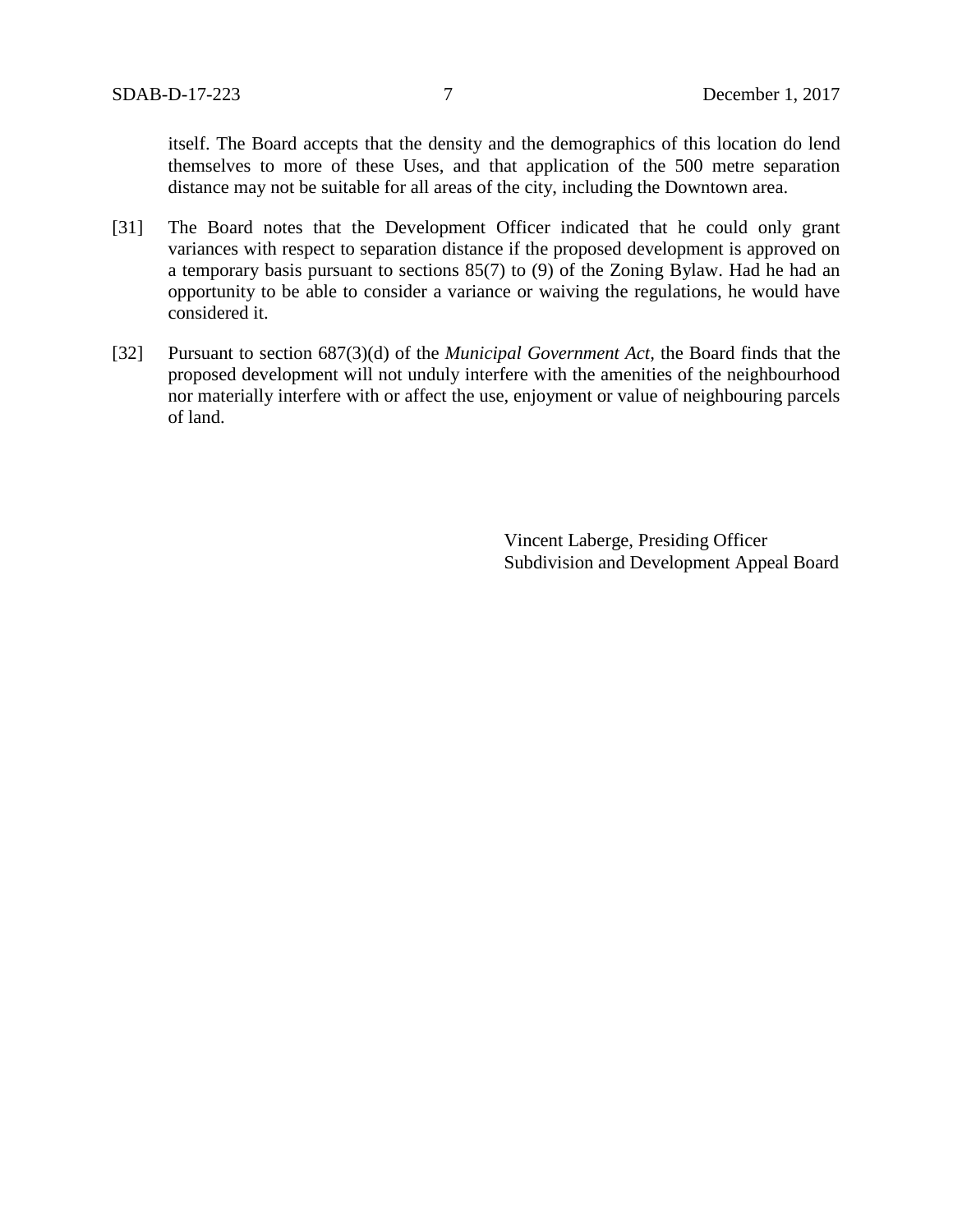itself. The Board accepts that the density and the demographics of this location do lend themselves to more of these Uses, and that application of the 500 metre separation distance may not be suitable for all areas of the city, including the Downtown area.

[31] The Board notes that the Development Officer indicated that he could only grant variances with respect to separation distance if the proposed development is approved on a temporary basis pursuant to sections 85(7) to (9) of the Zoning Bylaw. Had he had an opportunity to be able to consider a variance or waiving the regulations, he would have considered it.

[32] Pursuant to section 687(3)(d) of the *Municipal Government Act*, the Board finds that the proposed development will not unduly interfere with the amenities of the neighbourhood nor materially interfere with or affect the use, enjoyment or value of neighbouring parcels of land.

Vincent Laberge, Presiding Officer
Subdivision and Development Appeal Board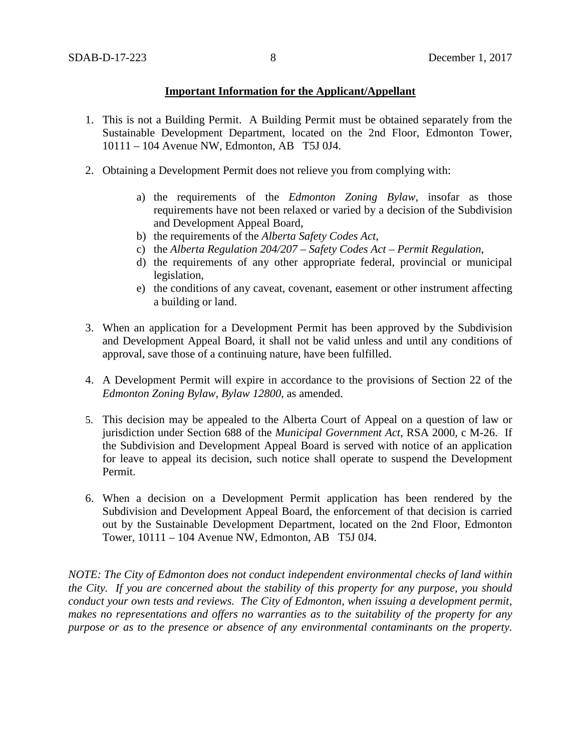**Important Information for the Applicant/Appellant**

1. This is not a Building Permit. A Building Permit must be obtained separately from the Sustainable Development Department, located on the 2nd Floor, Edmonton Tower, 10111 – 104 Avenue NW, Edmonton, AB T5J 0J4.

2. Obtaining a Development Permit does not relieve you from complying with:

    a) the requirements of the *Edmonton Zoning Bylaw*, insofar as those requirements have not been relaxed or varied by a decision of the Subdivision and Development Appeal Board,
    b) the requirements of the *Alberta Safety Codes Act*,
    c) the *Alberta Regulation 204/207 – Safety Codes Act – Permit Regulation*,
    d) the requirements of any other appropriate federal, provincial or municipal legislation,
    e) the conditions of any caveat, covenant, easement or other instrument affecting a building or land.

3. When an application for a Development Permit has been approved by the Subdivision and Development Appeal Board, it shall not be valid unless and until any conditions of approval, save those of a continuing nature, have been fulfilled.

4. A Development Permit will expire in accordance to the provisions of Section 22 of the *Edmonton Zoning Bylaw, Bylaw 12800*, as amended.

5. This decision may be appealed to the Alberta Court of Appeal on a question of law or jurisdiction under Section 688 of the *Municipal Government Act*, RSA 2000, c M-26. If the Subdivision and Development Appeal Board is served with notice of an application for leave to appeal its decision, such notice shall operate to suspend the Development Permit.

6. When a decision on a Development Permit application has been rendered by the Subdivision and Development Appeal Board, the enforcement of that decision is carried out by the Sustainable Development Department, located on the 2nd Floor, Edmonton Tower, 10111 – 104 Avenue NW, Edmonton, AB T5J 0J4.

*NOTE: The City of Edmonton does not conduct independent environmental checks of land within the City. If you are concerned about the stability of this property for any purpose, you should conduct your own tests and reviews. The City of Edmonton, when issuing a development permit, makes no representations and offers no warranties as to the suitability of the property for any purpose or as to the presence or absence of any environmental contaminants on the property.*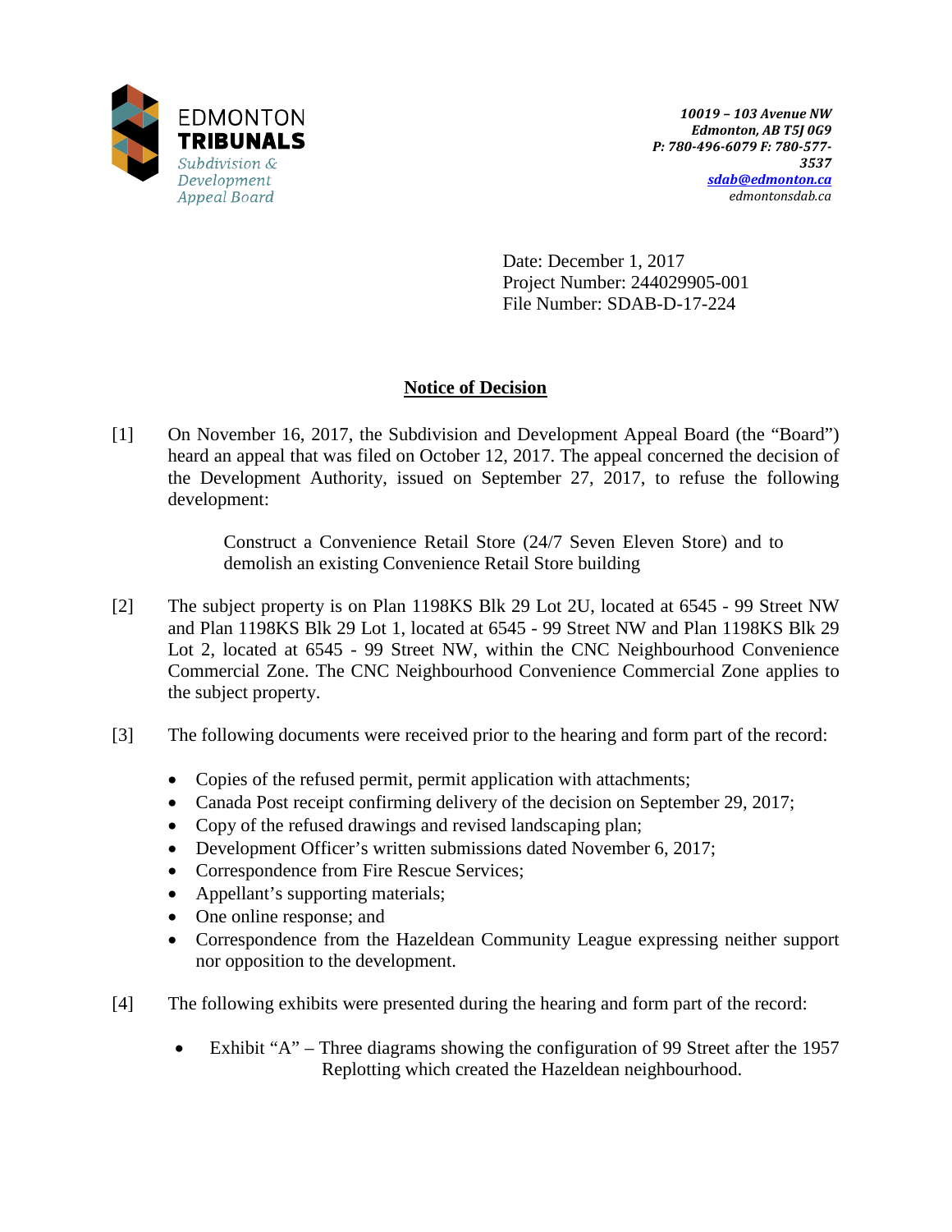EDMONTON
**TRIBUNALS**
*Subdivision & Development Appeal Board*

*10019 – 103 Avenue NW*
*Edmonton, AB T5J 0G9*
*P: 780-496-6079 F: 780-577-3537*
*sdab@edmonton.ca*
*edmontonsdab.ca*

Date: December 1, 2017
Project Number: 244029905-001
File Number: SDAB-D-17-224

## Notice of Decision

[1] On November 16, 2017, the Subdivision and Development Appeal Board (the "Board") heard an appeal that was filed on October 12, 2017. The appeal concerned the decision of the Development Authority, issued on September 27, 2017, to refuse the following development:

> Construct a Convenience Retail Store (24/7 Seven Eleven Store) and to demolish an existing Convenience Retail Store building

[2] The subject property is on Plan 1198KS Blk 29 Lot 2U, located at 6545 - 99 Street NW and Plan 1198KS Blk 29 Lot 1, located at 6545 - 99 Street NW and Plan 1198KS Blk 29 Lot 2, located at 6545 - 99 Street NW, within the CNC Neighbourhood Convenience Commercial Zone. The CNC Neighbourhood Convenience Commercial Zone applies to the subject property.

[3] The following documents were received prior to the hearing and form part of the record:

- Copies of the refused permit, permit application with attachments;
- Canada Post receipt confirming delivery of the decision on September 29, 2017;
- Copy of the refused drawings and revised landscaping plan;
- Development Officer's written submissions dated November 6, 2017;
- Correspondence from Fire Rescue Services;
- Appellant's supporting materials;
- One online response; and
- Correspondence from the Hazeldean Community League expressing neither support nor opposition to the development.

[4] The following exhibits were presented during the hearing and form part of the record:

- Exhibit "A" – Three diagrams showing the configuration of 99 Street after the 1957 Replotting which created the Hazeldean neighbourhood.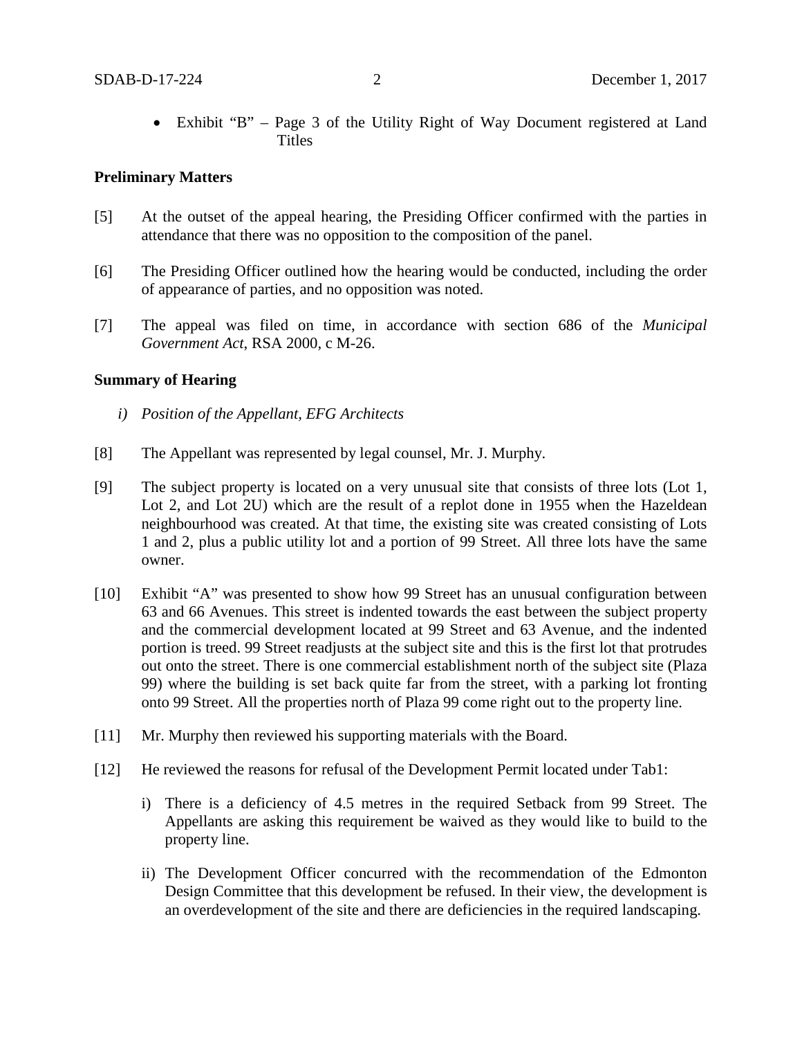- Exhibit “B” – Page 3 of the Utility Right of Way Document registered at Land Titles

**Preliminary Matters**

[5] At the outset of the appeal hearing, the Presiding Officer confirmed with the parties in attendance that there was no opposition to the composition of the panel.

[6] The Presiding Officer outlined how the hearing would be conducted, including the order of appearance of parties, and no opposition was noted.

[7] The appeal was filed on time, in accordance with section 686 of the *Municipal Government Act*, RSA 2000, c M-26.

**Summary of Hearing**

*i) Position of the Appellant, EFG Architects*

[8] The Appellant was represented by legal counsel, Mr. J. Murphy.

[9] The subject property is located on a very unusual site that consists of three lots (Lot 1, Lot 2, and Lot 2U) which are the result of a replot done in 1955 when the Hazeldean neighbourhood was created. At that time, the existing site was created consisting of Lots 1 and 2, plus a public utility lot and a portion of 99 Street. All three lots have the same owner.

[10] Exhibit “A” was presented to show how 99 Street has an unusual configuration between 63 and 66 Avenues. This street is indented towards the east between the subject property and the commercial development located at 99 Street and 63 Avenue, and the indented portion is treed. 99 Street readjusts at the subject site and this is the first lot that protrudes out onto the street. There is one commercial establishment north of the subject site (Plaza 99) where the building is set back quite far from the street, with a parking lot fronting onto 99 Street. All the properties north of Plaza 99 come right out to the property line.

[11] Mr. Murphy then reviewed his supporting materials with the Board.

[12] He reviewed the reasons for refusal of the Development Permit located under Tab1:

i) There is a deficiency of 4.5 metres in the required Setback from 99 Street. The Appellants are asking this requirement be waived as they would like to build to the property line.

ii) The Development Officer concurred with the recommendation of the Edmonton Design Committee that this development be refused. In their view, the development is an overdevelopment of the site and there are deficiencies in the required landscaping.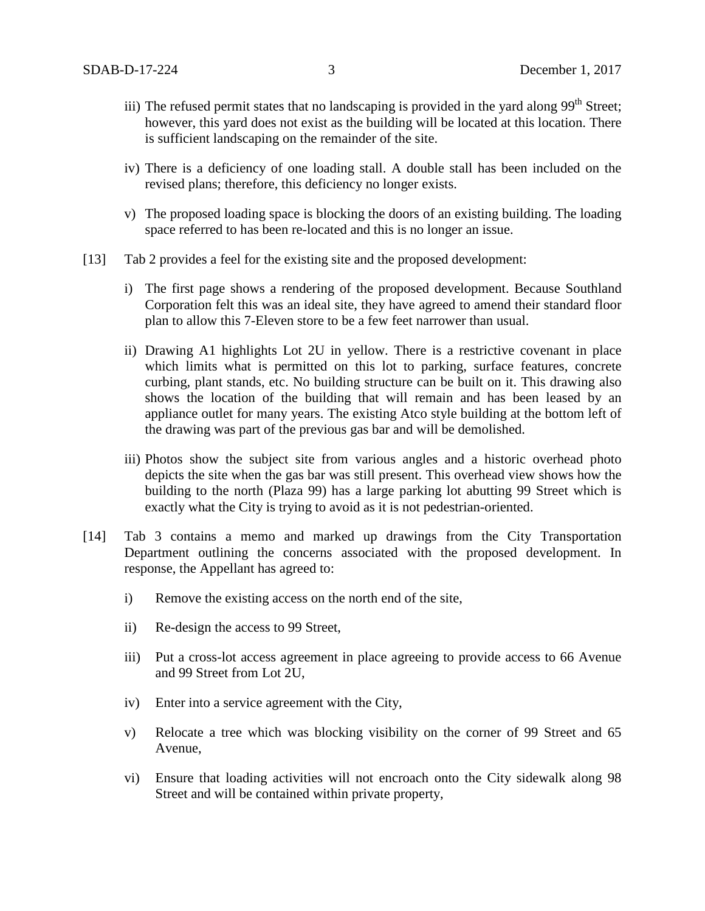iii) The refused permit states that no landscaping is provided in the yard along 99th Street; however, this yard does not exist as the building will be located at this location. There is sufficient landscaping on the remainder of the site.

iv) There is a deficiency of one loading stall. A double stall has been included on the revised plans; therefore, this deficiency no longer exists.

v) The proposed loading space is blocking the doors of an existing building. The loading space referred to has been re-located and this is no longer an issue.

[13] Tab 2 provides a feel for the existing site and the proposed development:

i) The first page shows a rendering of the proposed development. Because Southland Corporation felt this was an ideal site, they have agreed to amend their standard floor plan to allow this 7-Eleven store to be a few feet narrower than usual.

ii) Drawing A1 highlights Lot 2U in yellow. There is a restrictive covenant in place which limits what is permitted on this lot to parking, surface features, concrete curbing, plant stands, etc. No building structure can be built on it. This drawing also shows the location of the building that will remain and has been leased by an appliance outlet for many years. The existing Atco style building at the bottom left of the drawing was part of the previous gas bar and will be demolished.

iii) Photos show the subject site from various angles and a historic overhead photo depicts the site when the gas bar was still present. This overhead view shows how the building to the north (Plaza 99) has a large parking lot abutting 99 Street which is exactly what the City is trying to avoid as it is not pedestrian-oriented.

[14] Tab 3 contains a memo and marked up drawings from the City Transportation Department outlining the concerns associated with the proposed development. In response, the Appellant has agreed to:

i) Remove the existing access on the north end of the site,

ii) Re-design the access to 99 Street,

iii) Put a cross-lot access agreement in place agreeing to provide access to 66 Avenue and 99 Street from Lot 2U,

iv) Enter into a service agreement with the City,

v) Relocate a tree which was blocking visibility on the corner of 99 Street and 65 Avenue,

vi) Ensure that loading activities will not encroach onto the City sidewalk along 98 Street and will be contained within private property,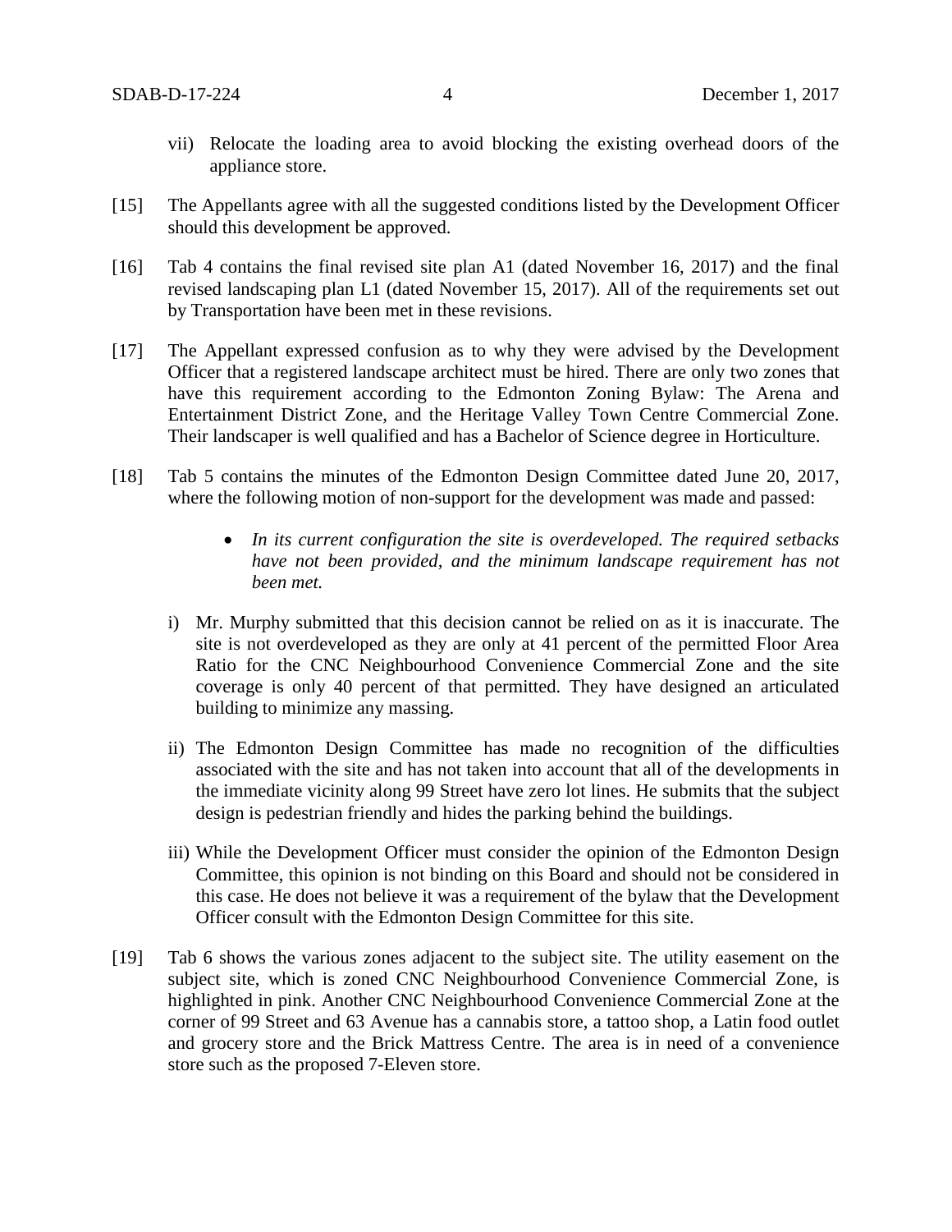vii) Relocate the loading area to avoid blocking the existing overhead doors of the appliance store.

[15] The Appellants agree with all the suggested conditions listed by the Development Officer should this development be approved.

[16] Tab 4 contains the final revised site plan A1 (dated November 16, 2017) and the final revised landscaping plan L1 (dated November 15, 2017). All of the requirements set out by Transportation have been met in these revisions.

[17] The Appellant expressed confusion as to why they were advised by the Development Officer that a registered landscape architect must be hired. There are only two zones that have this requirement according to the Edmonton Zoning Bylaw: The Arena and Entertainment District Zone, and the Heritage Valley Town Centre Commercial Zone. Their landscaper is well qualified and has a Bachelor of Science degree in Horticulture.

[18] Tab 5 contains the minutes of the Edmonton Design Committee dated June 20, 2017, where the following motion of non-support for the development was made and passed:

- *In its current configuration the site is overdeveloped. The required setbacks have not been provided, and the minimum landscape requirement has not been met.*

i) Mr. Murphy submitted that this decision cannot be relied on as it is inaccurate. The site is not overdeveloped as they are only at 41 percent of the permitted Floor Area Ratio for the CNC Neighbourhood Convenience Commercial Zone and the site coverage is only 40 percent of that permitted. They have designed an articulated building to minimize any massing.

ii) The Edmonton Design Committee has made no recognition of the difficulties associated with the site and has not taken into account that all of the developments in the immediate vicinity along 99 Street have zero lot lines. He submits that the subject design is pedestrian friendly and hides the parking behind the buildings.

iii) While the Development Officer must consider the opinion of the Edmonton Design Committee, this opinion is not binding on this Board and should not be considered in this case. He does not believe it was a requirement of the bylaw that the Development Officer consult with the Edmonton Design Committee for this site.

[19] Tab 6 shows the various zones adjacent to the subject site. The utility easement on the subject site, which is zoned CNC Neighbourhood Convenience Commercial Zone, is highlighted in pink. Another CNC Neighbourhood Convenience Commercial Zone at the corner of 99 Street and 63 Avenue has a cannabis store, a tattoo shop, a Latin food outlet and grocery store and the Brick Mattress Centre. The area is in need of a convenience store such as the proposed 7-Eleven store.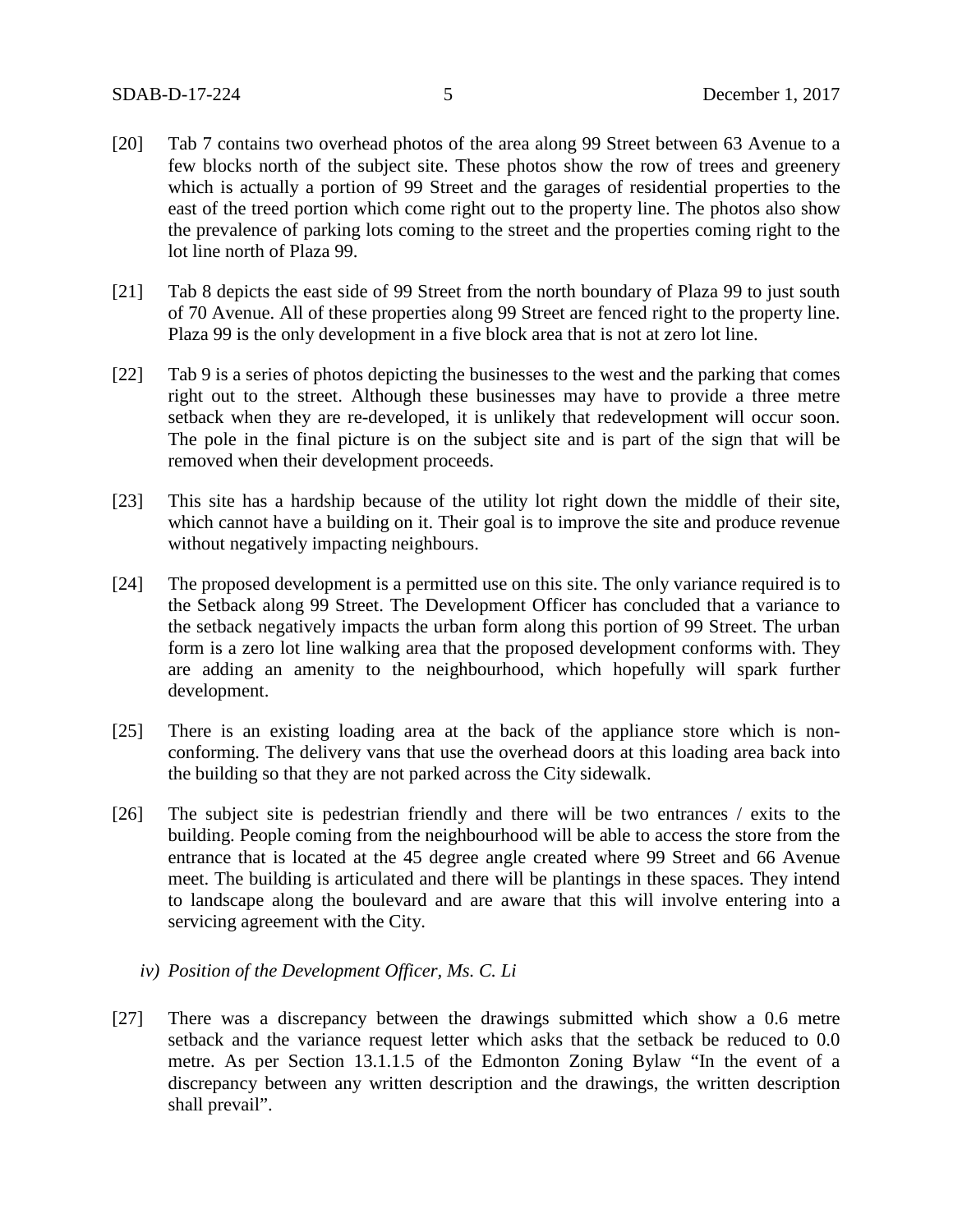[20] Tab 7 contains two overhead photos of the area along 99 Street between 63 Avenue to a few blocks north of the subject site. These photos show the row of trees and greenery which is actually a portion of 99 Street and the garages of residential properties to the east of the treed portion which come right out to the property line. The photos also show the prevalence of parking lots coming to the street and the properties coming right to the lot line north of Plaza 99.

[21] Tab 8 depicts the east side of 99 Street from the north boundary of Plaza 99 to just south of 70 Avenue. All of these properties along 99 Street are fenced right to the property line. Plaza 99 is the only development in a five block area that is not at zero lot line.

[22] Tab 9 is a series of photos depicting the businesses to the west and the parking that comes right out to the street. Although these businesses may have to provide a three metre setback when they are re-developed, it is unlikely that redevelopment will occur soon. The pole in the final picture is on the subject site and is part of the sign that will be removed when their development proceeds.

[23] This site has a hardship because of the utility lot right down the middle of their site, which cannot have a building on it. Their goal is to improve the site and produce revenue without negatively impacting neighbours.

[24] The proposed development is a permitted use on this site. The only variance required is to the Setback along 99 Street. The Development Officer has concluded that a variance to the setback negatively impacts the urban form along this portion of 99 Street. The urban form is a zero lot line walking area that the proposed development conforms with. They are adding an amenity to the neighbourhood, which hopefully will spark further development.

[25] There is an existing loading area at the back of the appliance store which is non-conforming. The delivery vans that use the overhead doors at this loading area back into the building so that they are not parked across the City sidewalk.

[26] The subject site is pedestrian friendly and there will be two entrances / exits to the building. People coming from the neighbourhood will be able to access the store from the entrance that is located at the 45 degree angle created where 99 Street and 66 Avenue meet. The building is articulated and there will be plantings in these spaces. They intend to landscape along the boulevard and are aware that this will involve entering into a servicing agreement with the City.

*iv) Position of the Development Officer, Ms. C. Li*

[27] There was a discrepancy between the drawings submitted which show a 0.6 metre setback and the variance request letter which asks that the setback be reduced to 0.0 metre. As per Section 13.1.1.5 of the Edmonton Zoning Bylaw "In the event of a discrepancy between any written description and the drawings, the written description shall prevail".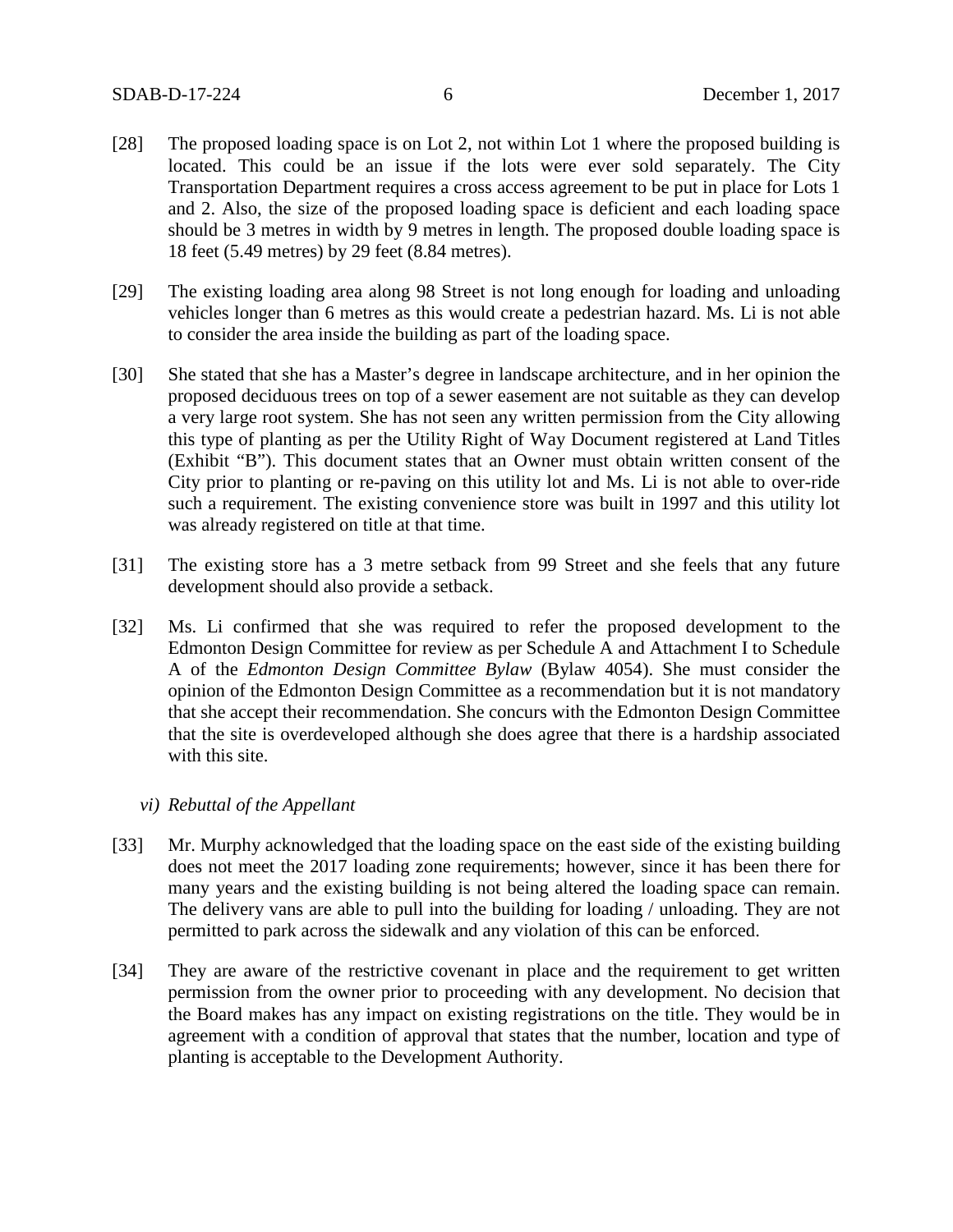[28] The proposed loading space is on Lot 2, not within Lot 1 where the proposed building is located. This could be an issue if the lots were ever sold separately. The City Transportation Department requires a cross access agreement to be put in place for Lots 1 and 2. Also, the size of the proposed loading space is deficient and each loading space should be 3 metres in width by 9 metres in length. The proposed double loading space is 18 feet (5.49 metres) by 29 feet (8.84 metres).

[29] The existing loading area along 98 Street is not long enough for loading and unloading vehicles longer than 6 metres as this would create a pedestrian hazard. Ms. Li is not able to consider the area inside the building as part of the loading space.

[30] She stated that she has a Master's degree in landscape architecture, and in her opinion the proposed deciduous trees on top of a sewer easement are not suitable as they can develop a very large root system. She has not seen any written permission from the City allowing this type of planting as per the Utility Right of Way Document registered at Land Titles (Exhibit "B"). This document states that an Owner must obtain written consent of the City prior to planting or re-paving on this utility lot and Ms. Li is not able to over-ride such a requirement. The existing convenience store was built in 1997 and this utility lot was already registered on title at that time.

[31] The existing store has a 3 metre setback from 99 Street and she feels that any future development should also provide a setback.

[32] Ms. Li confirmed that she was required to refer the proposed development to the Edmonton Design Committee for review as per Schedule A and Attachment I to Schedule A of the *Edmonton Design Committee Bylaw* (Bylaw 4054). She must consider the opinion of the Edmonton Design Committee as a recommendation but it is not mandatory that she accept their recommendation. She concurs with the Edmonton Design Committee that the site is overdeveloped although she does agree that there is a hardship associated with this site.

*vi) Rebuttal of the Appellant*

[33] Mr. Murphy acknowledged that the loading space on the east side of the existing building does not meet the 2017 loading zone requirements; however, since it has been there for many years and the existing building is not being altered the loading space can remain. The delivery vans are able to pull into the building for loading / unloading. They are not permitted to park across the sidewalk and any violation of this can be enforced.

[34] They are aware of the restrictive covenant in place and the requirement to get written permission from the owner prior to proceeding with any development. No decision that the Board makes has any impact on existing registrations on the title. They would be in agreement with a condition of approval that states that the number, location and type of planting is acceptable to the Development Authority.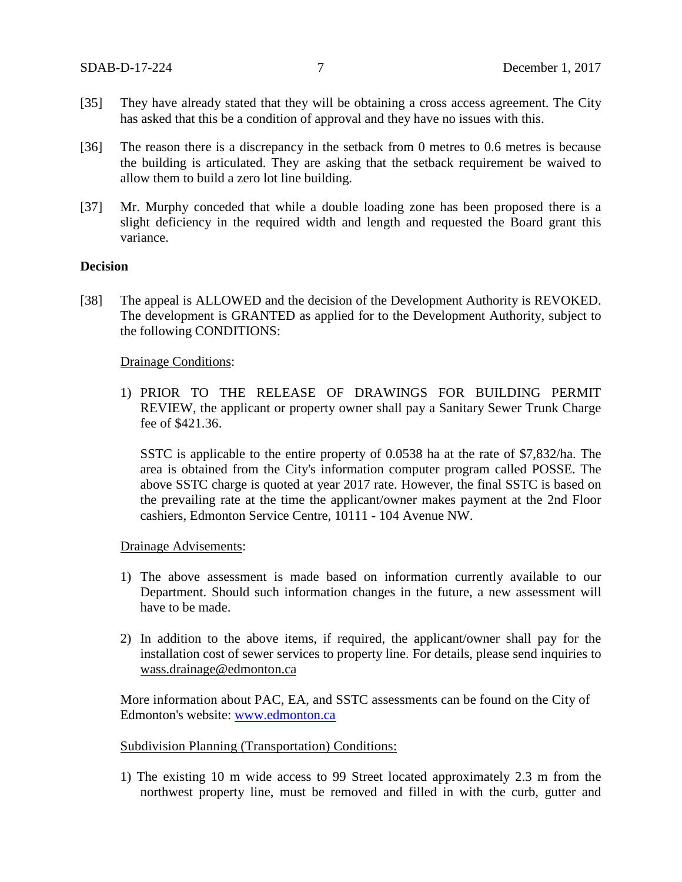[35] They have already stated that they will be obtaining a cross access agreement. The City has asked that this be a condition of approval and they have no issues with this.

[36] The reason there is a discrepancy in the setback from 0 metres to 0.6 metres is because the building is articulated. They are asking that the setback requirement be waived to allow them to build a zero lot line building.

[37] Mr. Murphy conceded that while a double loading zone has been proposed there is a slight deficiency in the required width and length and requested the Board grant this variance.

**Decision**

[38] The appeal is ALLOWED and the decision of the Development Authority is REVOKED. The development is GRANTED as applied for to the Development Authority, subject to the following CONDITIONS:

Drainage Conditions:

1) PRIOR TO THE RELEASE OF DRAWINGS FOR BUILDING PERMIT REVIEW, the applicant or property owner shall pay a Sanitary Sewer Trunk Charge fee of $421.36.

   SSTC is applicable to the entire property of 0.0538 ha at the rate of $7,832/ha. The area is obtained from the City's information computer program called POSSE. The above SSTC charge is quoted at year 2017 rate. However, the final SSTC is based on the prevailing rate at the time the applicant/owner makes payment at the 2nd Floor cashiers, Edmonton Service Centre, 10111 - 104 Avenue NW.

Drainage Advisements:

1) The above assessment is made based on information currently available to our Department. Should such information changes in the future, a new assessment will have to be made.

2) In addition to the above items, if required, the applicant/owner shall pay for the installation cost of sewer services to property line. For details, please send inquiries to wass.drainage@edmonton.ca

More information about PAC, EA, and SSTC assessments can be found on the City of Edmonton's website: www.edmonton.ca

Subdivision Planning (Transportation) Conditions:

1) The existing 10 m wide access to 99 Street located approximately 2.3 m from the northwest property line, must be removed and filled in with the curb, gutter and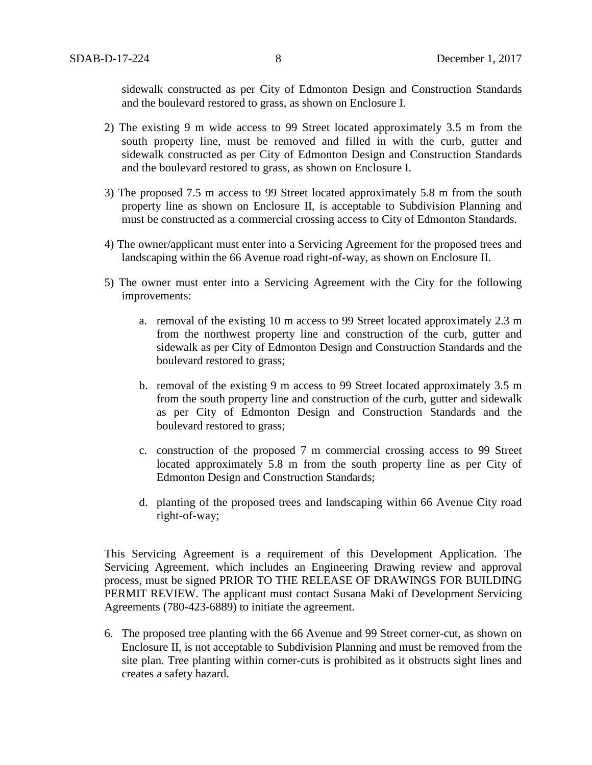sidewalk constructed as per City of Edmonton Design and Construction Standards and the boulevard restored to grass, as shown on Enclosure I.

2) The existing 9 m wide access to 99 Street located approximately 3.5 m from the south property line, must be removed and filled in with the curb, gutter and sidewalk constructed as per City of Edmonton Design and Construction Standards and the boulevard restored to grass, as shown on Enclosure I.

3) The proposed 7.5 m access to 99 Street located approximately 5.8 m from the south property line as shown on Enclosure II, is acceptable to Subdivision Planning and must be constructed as a commercial crossing access to City of Edmonton Standards.

4) The owner/applicant must enter into a Servicing Agreement for the proposed trees and landscaping within the 66 Avenue road right-of-way, as shown on Enclosure II.

5) The owner must enter into a Servicing Agreement with the City for the following improvements:

   a. removal of the existing 10 m access to 99 Street located approximately 2.3 m from the northwest property line and construction of the curb, gutter and sidewalk as per City of Edmonton Design and Construction Standards and the boulevard restored to grass;

   b. removal of the existing 9 m access to 99 Street located approximately 3.5 m from the south property line and construction of the curb, gutter and sidewalk as per City of Edmonton Design and Construction Standards and the boulevard restored to grass;

   c. construction of the proposed 7 m commercial crossing access to 99 Street located approximately 5.8 m from the south property line as per City of Edmonton Design and Construction Standards;

   d. planting of the proposed trees and landscaping within 66 Avenue City road right-of-way;

This Servicing Agreement is a requirement of this Development Application. The Servicing Agreement, which includes an Engineering Drawing review and approval process, must be signed PRIOR TO THE RELEASE OF DRAWINGS FOR BUILDING PERMIT REVIEW. The applicant must contact Susana Maki of Development Servicing Agreements (780-423-6889) to initiate the agreement.

6. The proposed tree planting with the 66 Avenue and 99 Street corner-cut, as shown on Enclosure II, is not acceptable to Subdivision Planning and must be removed from the site plan. Tree planting within corner-cuts is prohibited as it obstructs sight lines and creates a safety hazard.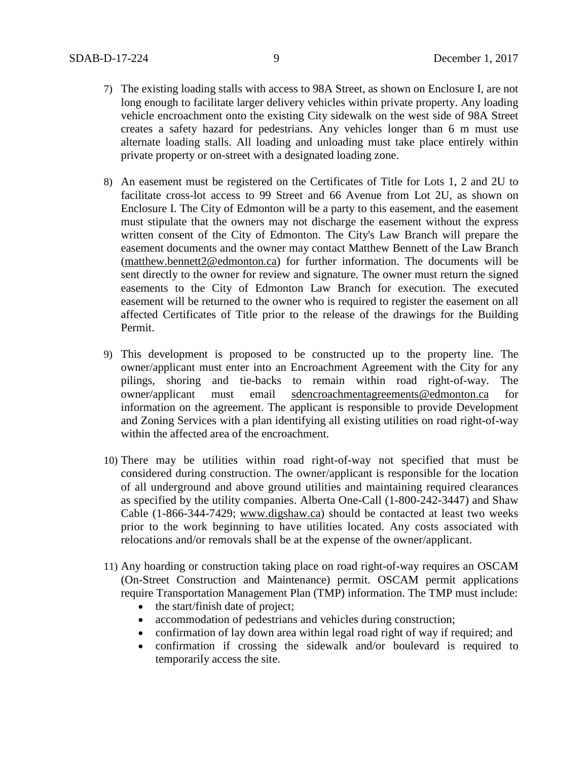7) The existing loading stalls with access to 98A Street, as shown on Enclosure I, are not long enough to facilitate larger delivery vehicles within private property. Any loading vehicle encroachment onto the existing City sidewalk on the west side of 98A Street creates a safety hazard for pedestrians. Any vehicles longer than 6 m must use alternate loading stalls. All loading and unloading must take place entirely within private property or on-street with a designated loading zone.

8) An easement must be registered on the Certificates of Title for Lots 1, 2 and 2U to facilitate cross-lot access to 99 Street and 66 Avenue from Lot 2U, as shown on Enclosure I. The City of Edmonton will be a party to this easement, and the easement must stipulate that the owners may not discharge the easement without the express written consent of the City of Edmonton. The City's Law Branch will prepare the easement documents and the owner may contact Matthew Bennett of the Law Branch (matthew.bennett2@edmonton.ca) for further information. The documents will be sent directly to the owner for review and signature. The owner must return the signed easements to the City of Edmonton Law Branch for execution. The executed easement will be returned to the owner who is required to register the easement on all affected Certificates of Title prior to the release of the drawings for the Building Permit.

9) This development is proposed to be constructed up to the property line. The owner/applicant must enter into an Encroachment Agreement with the City for any pilings, shoring and tie-backs to remain within road right-of-way. The owner/applicant must email sdencroachmentagreements@edmonton.ca for information on the agreement. The applicant is responsible to provide Development and Zoning Services with a plan identifying all existing utilities on road right-of-way within the affected area of the encroachment.

10) There may be utilities within road right-of-way not specified that must be considered during construction. The owner/applicant is responsible for the location of all underground and above ground utilities and maintaining required clearances as specified by the utility companies. Alberta One-Call (1-800-242-3447) and Shaw Cable (1-866-344-7429; www.digshaw.ca) should be contacted at least two weeks prior to the work beginning to have utilities located. Any costs associated with relocations and/or removals shall be at the expense of the owner/applicant.

11) Any hoarding or construction taking place on road right-of-way requires an OSCAM (On-Street Construction and Maintenance) permit. OSCAM permit applications require Transportation Management Plan (TMP) information. The TMP must include:
    - the start/finish date of project;
    - accommodation of pedestrians and vehicles during construction;
    - confirmation of lay down area within legal road right of way if required; and
    - confirmation if crossing the sidewalk and/or boulevard is required to temporarily access the site.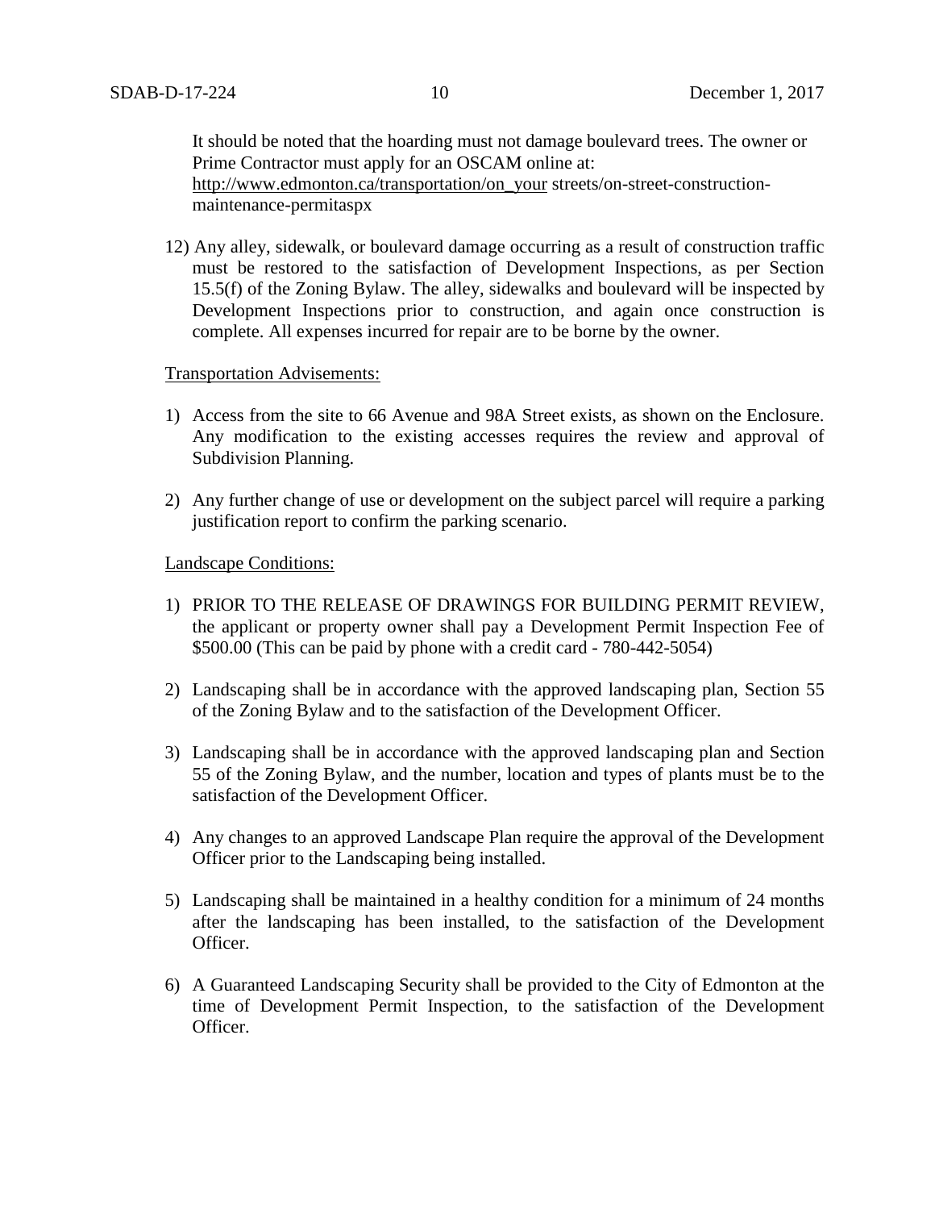It should be noted that the hoarding must not damage boulevard trees. The owner or Prime Contractor must apply for an OSCAM online at: http://www.edmonton.ca/transportation/on_your streets/on-street-construction-maintenance-permitaspx

12) Any alley, sidewalk, or boulevard damage occurring as a result of construction traffic must be restored to the satisfaction of Development Inspections, as per Section 15.5(f) of the Zoning Bylaw. The alley, sidewalks and boulevard will be inspected by Development Inspections prior to construction, and again once construction is complete. All expenses incurred for repair are to be borne by the owner.

Transportation Advisements:

1) Access from the site to 66 Avenue and 98A Street exists, as shown on the Enclosure. Any modification to the existing accesses requires the review and approval of Subdivision Planning.

2) Any further change of use or development on the subject parcel will require a parking justification report to confirm the parking scenario.

Landscape Conditions:

1) PRIOR TO THE RELEASE OF DRAWINGS FOR BUILDING PERMIT REVIEW, the applicant or property owner shall pay a Development Permit Inspection Fee of $500.00 (This can be paid by phone with a credit card - 780-442-5054)

2) Landscaping shall be in accordance with the approved landscaping plan, Section 55 of the Zoning Bylaw and to the satisfaction of the Development Officer.

3) Landscaping shall be in accordance with the approved landscaping plan and Section 55 of the Zoning Bylaw, and the number, location and types of plants must be to the satisfaction of the Development Officer.

4) Any changes to an approved Landscape Plan require the approval of the Development Officer prior to the Landscaping being installed.

5) Landscaping shall be maintained in a healthy condition for a minimum of 24 months after the landscaping has been installed, to the satisfaction of the Development Officer.

6) A Guaranteed Landscaping Security shall be provided to the City of Edmonton at the time of Development Permit Inspection, to the satisfaction of the Development Officer.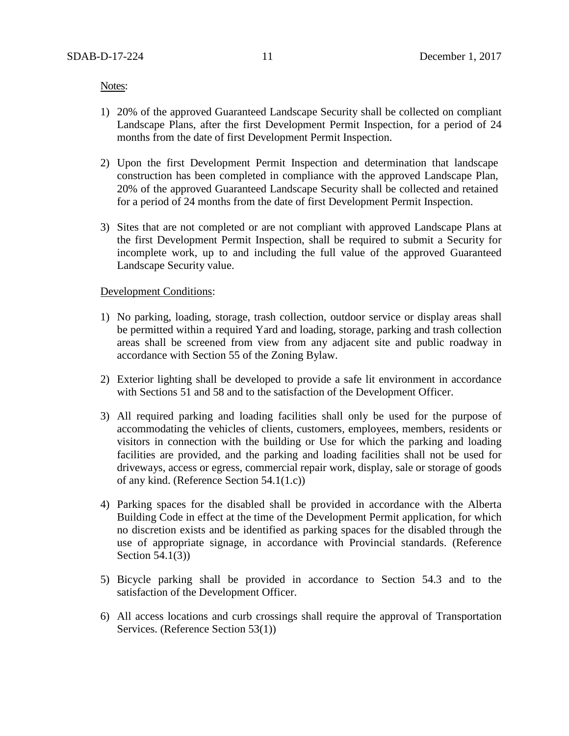Notes:

1) 20% of the approved Guaranteed Landscape Security shall be collected on compliant Landscape Plans, after the first Development Permit Inspection, for a period of 24 months from the date of first Development Permit Inspection.

2) Upon the first Development Permit Inspection and determination that landscape construction has been completed in compliance with the approved Landscape Plan, 20% of the approved Guaranteed Landscape Security shall be collected and retained for a period of 24 months from the date of first Development Permit Inspection.

3) Sites that are not completed or are not compliant with approved Landscape Plans at the first Development Permit Inspection, shall be required to submit a Security for incomplete work, up to and including the full value of the approved Guaranteed Landscape Security value.

Development Conditions:

1) No parking, loading, storage, trash collection, outdoor service or display areas shall be permitted within a required Yard and loading, storage, parking and trash collection areas shall be screened from view from any adjacent site and public roadway in accordance with Section 55 of the Zoning Bylaw.

2) Exterior lighting shall be developed to provide a safe lit environment in accordance with Sections 51 and 58 and to the satisfaction of the Development Officer.

3) All required parking and loading facilities shall only be used for the purpose of accommodating the vehicles of clients, customers, employees, members, residents or visitors in connection with the building or Use for which the parking and loading facilities are provided, and the parking and loading facilities shall not be used for driveways, access or egress, commercial repair work, display, sale or storage of goods of any kind. (Reference Section 54.1(1.c))

4) Parking spaces for the disabled shall be provided in accordance with the Alberta Building Code in effect at the time of the Development Permit application, for which no discretion exists and be identified as parking spaces for the disabled through the use of appropriate signage, in accordance with Provincial standards. (Reference Section 54.1(3))

5) Bicycle parking shall be provided in accordance to Section 54.3 and to the satisfaction of the Development Officer.

6) All access locations and curb crossings shall require the approval of Transportation Services. (Reference Section 53(1))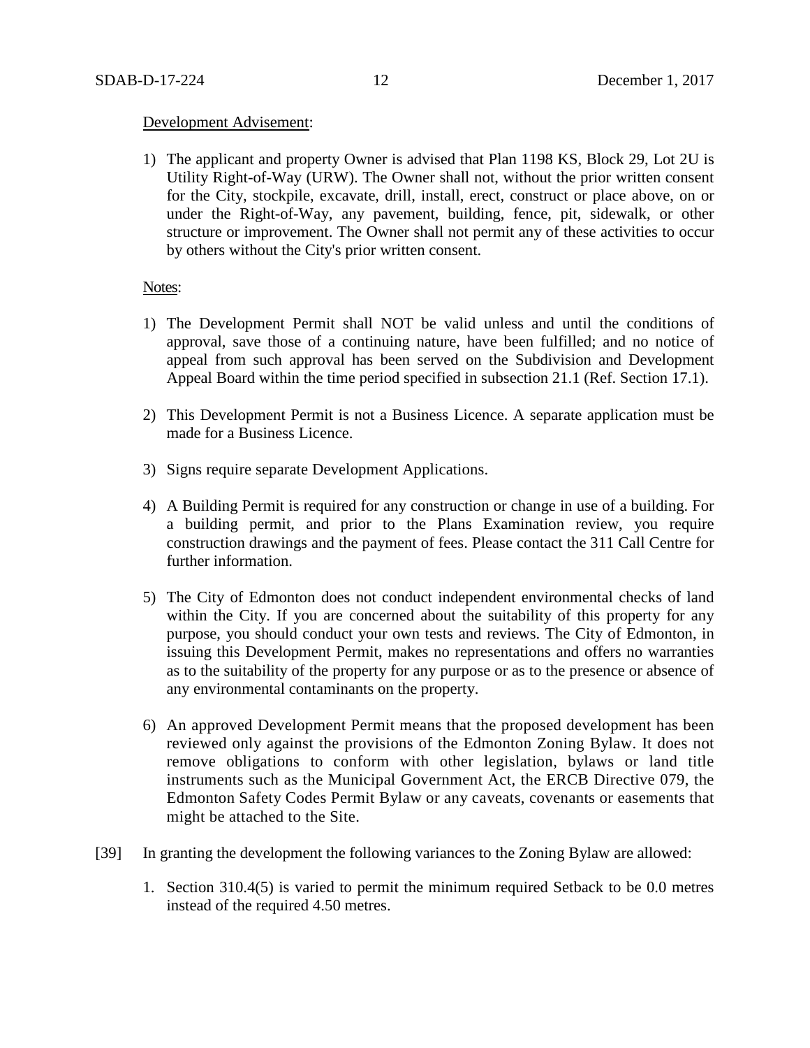Development Advisement:

1) The applicant and property Owner is advised that Plan 1198 KS, Block 29, Lot 2U is Utility Right-of-Way (URW). The Owner shall not, without the prior written consent for the City, stockpile, excavate, drill, install, erect, construct or place above, on or under the Right-of-Way, any pavement, building, fence, pit, sidewalk, or other structure or improvement. The Owner shall not permit any of these activities to occur by others without the City's prior written consent.

Notes:

1) The Development Permit shall NOT be valid unless and until the conditions of approval, save those of a continuing nature, have been fulfilled; and no notice of appeal from such approval has been served on the Subdivision and Development Appeal Board within the time period specified in subsection 21.1 (Ref. Section 17.1).

2) This Development Permit is not a Business Licence. A separate application must be made for a Business Licence.

3) Signs require separate Development Applications.

4) A Building Permit is required for any construction or change in use of a building. For a building permit, and prior to the Plans Examination review, you require construction drawings and the payment of fees. Please contact the 311 Call Centre for further information.

5) The City of Edmonton does not conduct independent environmental checks of land within the City. If you are concerned about the suitability of this property for any purpose, you should conduct your own tests and reviews. The City of Edmonton, in issuing this Development Permit, makes no representations and offers no warranties as to the suitability of the property for any purpose or as to the presence or absence of any environmental contaminants on the property.

6) An approved Development Permit means that the proposed development has been reviewed only against the provisions of the Edmonton Zoning Bylaw. It does not remove obligations to conform with other legislation, bylaws or land title instruments such as the Municipal Government Act, the ERCB Directive 079, the Edmonton Safety Codes Permit Bylaw or any caveats, covenants or easements that might be attached to the Site.

[39] In granting the development the following variances to the Zoning Bylaw are allowed:

1. Section 310.4(5) is varied to permit the minimum required Setback to be 0.0 metres instead of the required 4.50 metres.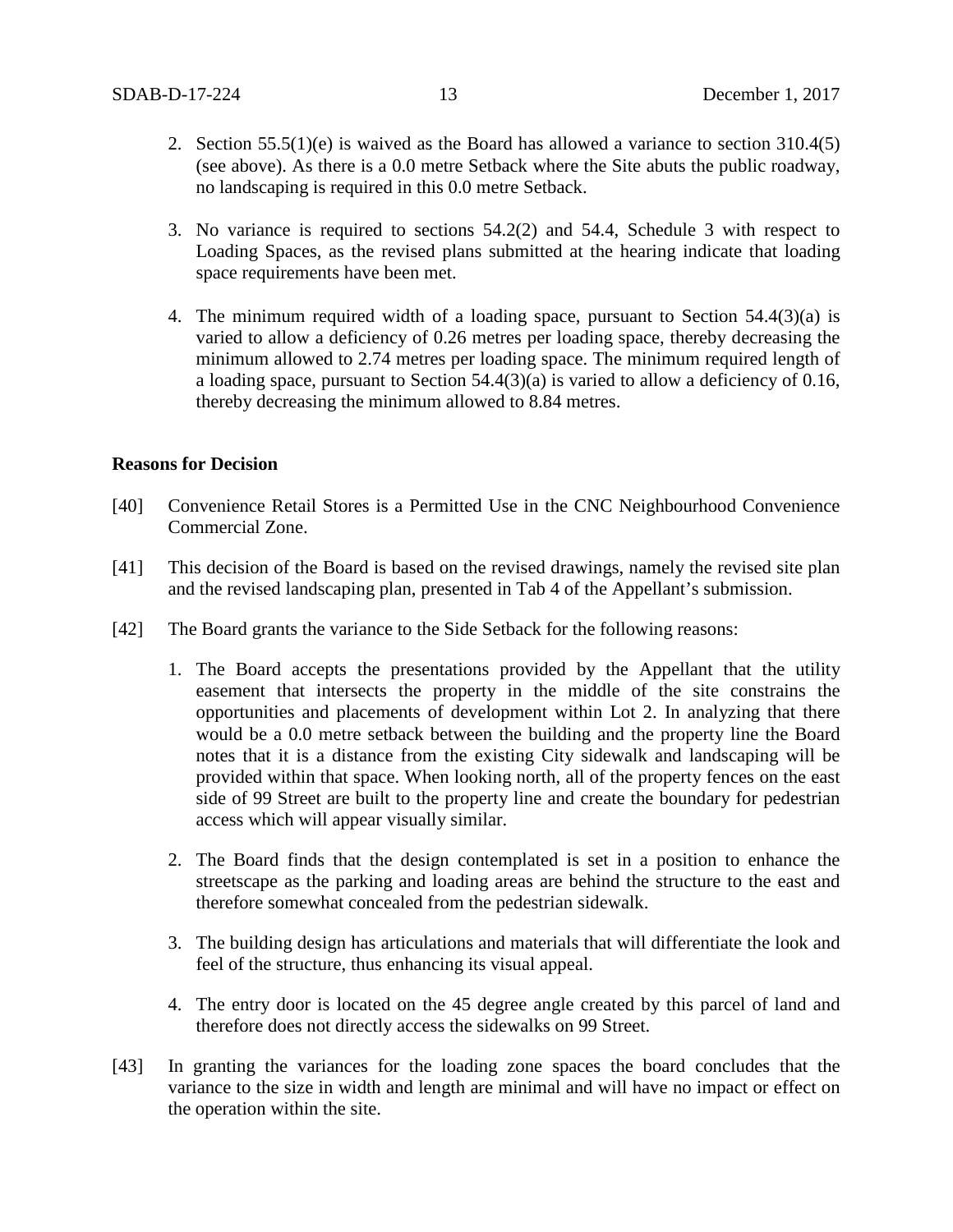2. Section 55.5(1)(e) is waived as the Board has allowed a variance to section 310.4(5) (see above). As there is a 0.0 metre Setback where the Site abuts the public roadway, no landscaping is required in this 0.0 metre Setback.

3. No variance is required to sections 54.2(2) and 54.4, Schedule 3 with respect to Loading Spaces, as the revised plans submitted at the hearing indicate that loading space requirements have been met.

4. The minimum required width of a loading space, pursuant to Section 54.4(3)(a) is varied to allow a deficiency of 0.26 metres per loading space, thereby decreasing the minimum allowed to 2.74 metres per loading space. The minimum required length of a loading space, pursuant to Section 54.4(3)(a) is varied to allow a deficiency of 0.16, thereby decreasing the minimum allowed to 8.84 metres.

**Reasons for Decision**

[40] Convenience Retail Stores is a Permitted Use in the CNC Neighbourhood Convenience Commercial Zone.

[41] This decision of the Board is based on the revised drawings, namely the revised site plan and the revised landscaping plan, presented in Tab 4 of the Appellant's submission.

[42] The Board grants the variance to the Side Setback for the following reasons:

1. The Board accepts the presentations provided by the Appellant that the utility easement that intersects the property in the middle of the site constrains the opportunities and placements of development within Lot 2. In analyzing that there would be a 0.0 metre setback between the building and the property line the Board notes that it is a distance from the existing City sidewalk and landscaping will be provided within that space. When looking north, all of the property fences on the east side of 99 Street are built to the property line and create the boundary for pedestrian access which will appear visually similar.

2. The Board finds that the design contemplated is set in a position to enhance the streetscape as the parking and loading areas are behind the structure to the east and therefore somewhat concealed from the pedestrian sidewalk.

3. The building design has articulations and materials that will differentiate the look and feel of the structure, thus enhancing its visual appeal.

4. The entry door is located on the 45 degree angle created by this parcel of land and therefore does not directly access the sidewalks on 99 Street.

[43] In granting the variances for the loading zone spaces the board concludes that the variance to the size in width and length are minimal and will have no impact or effect on the operation within the site.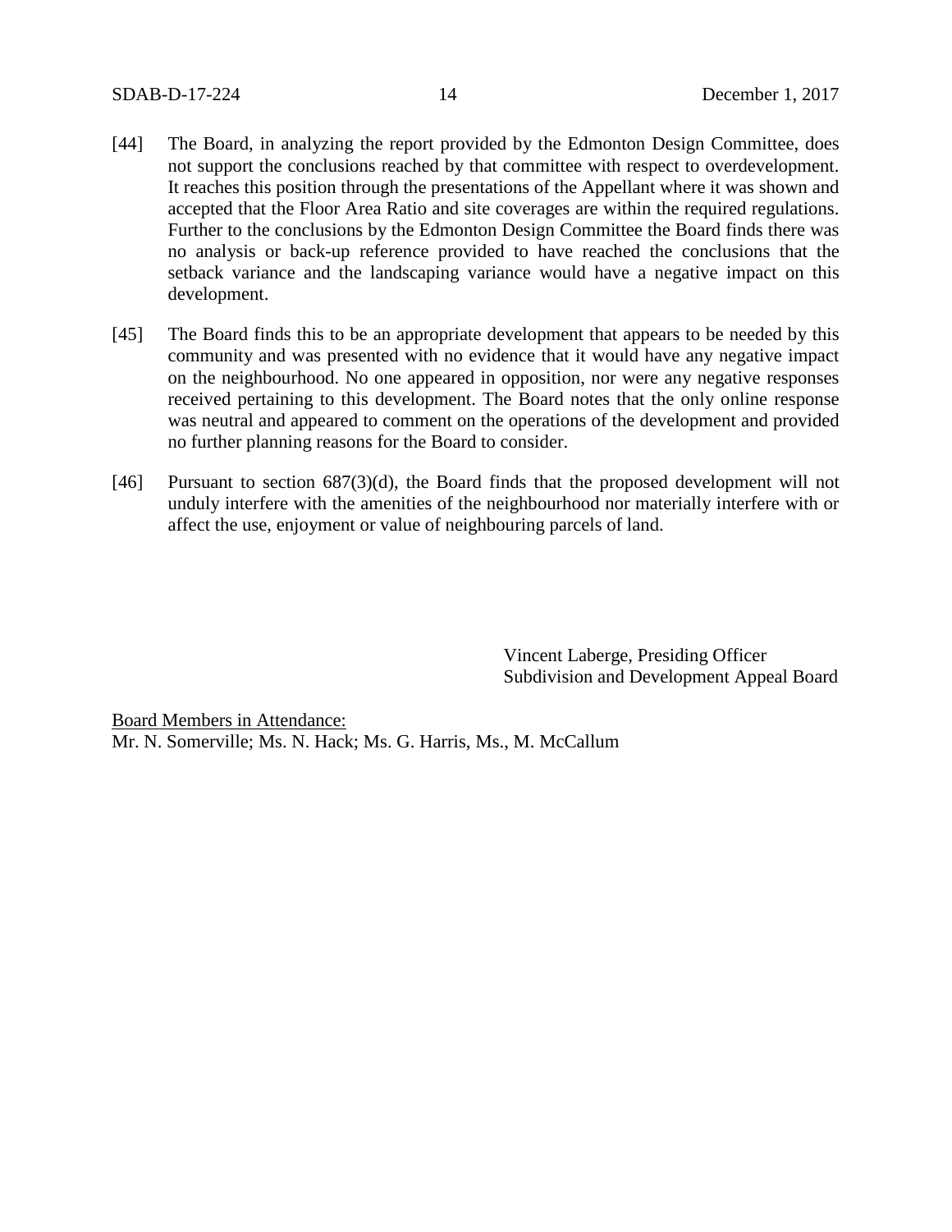[44] The Board, in analyzing the report provided by the Edmonton Design Committee, does not support the conclusions reached by that committee with respect to overdevelopment. It reaches this position through the presentations of the Appellant where it was shown and accepted that the Floor Area Ratio and site coverages are within the required regulations. Further to the conclusions by the Edmonton Design Committee the Board finds there was no analysis or back-up reference provided to have reached the conclusions that the setback variance and the landscaping variance would have a negative impact on this development.

[45] The Board finds this to be an appropriate development that appears to be needed by this community and was presented with no evidence that it would have any negative impact on the neighbourhood. No one appeared in opposition, nor were any negative responses received pertaining to this development. The Board notes that the only online response was neutral and appeared to comment on the operations of the development and provided no further planning reasons for the Board to consider.

[46] Pursuant to section 687(3)(d), the Board finds that the proposed development will not unduly interfere with the amenities of the neighbourhood nor materially interfere with or affect the use, enjoyment or value of neighbouring parcels of land.

Vincent Laberge, Presiding Officer
Subdivision and Development Appeal Board

Board Members in Attendance:
Mr. N. Somerville; Ms. N. Hack; Ms. G. Harris, Ms., M. McCallum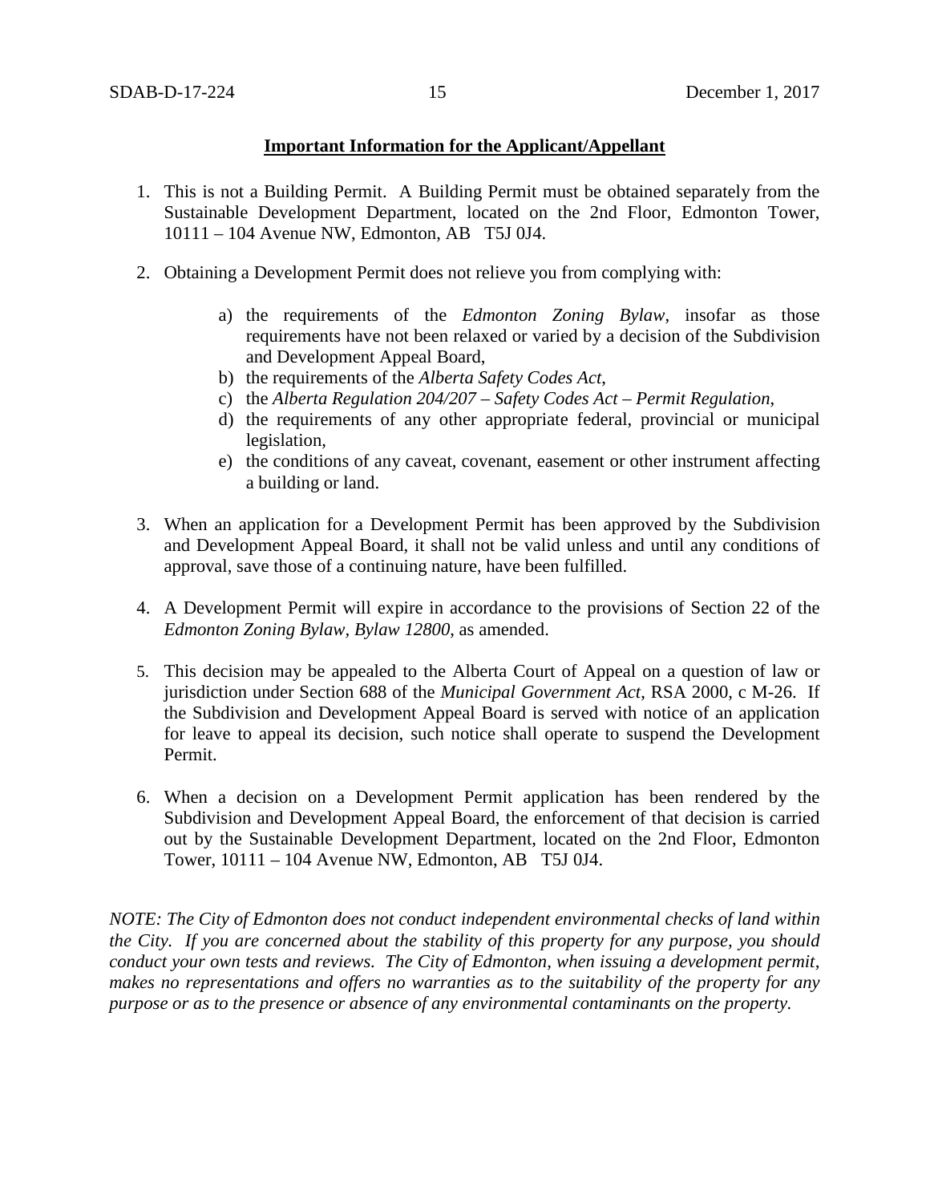**Important Information for the Applicant/Appellant**

1. This is not a Building Permit. A Building Permit must be obtained separately from the Sustainable Development Department, located on the 2nd Floor, Edmonton Tower, 10111 – 104 Avenue NW, Edmonton, AB T5J 0J4.

2. Obtaining a Development Permit does not relieve you from complying with:

   a) the requirements of the *Edmonton Zoning Bylaw*, insofar as those requirements have not been relaxed or varied by a decision of the Subdivision and Development Appeal Board,
   b) the requirements of the *Alberta Safety Codes Act*,
   c) the *Alberta Regulation 204/207 – Safety Codes Act – Permit Regulation*,
   d) the requirements of any other appropriate federal, provincial or municipal legislation,
   e) the conditions of any caveat, covenant, easement or other instrument affecting a building or land.

3. When an application for a Development Permit has been approved by the Subdivision and Development Appeal Board, it shall not be valid unless and until any conditions of approval, save those of a continuing nature, have been fulfilled.

4. A Development Permit will expire in accordance to the provisions of Section 22 of the *Edmonton Zoning Bylaw, Bylaw 12800*, as amended.

5. This decision may be appealed to the Alberta Court of Appeal on a question of law or jurisdiction under Section 688 of the *Municipal Government Act*, RSA 2000, c M-26. If the Subdivision and Development Appeal Board is served with notice of an application for leave to appeal its decision, such notice shall operate to suspend the Development Permit.

6. When a decision on a Development Permit application has been rendered by the Subdivision and Development Appeal Board, the enforcement of that decision is carried out by the Sustainable Development Department, located on the 2nd Floor, Edmonton Tower, 10111 – 104 Avenue NW, Edmonton, AB T5J 0J4.

*NOTE: The City of Edmonton does not conduct independent environmental checks of land within the City. If you are concerned about the stability of this property for any purpose, you should conduct your own tests and reviews. The City of Edmonton, when issuing a development permit, makes no representations and offers no warranties as to the suitability of the property for any purpose or as to the presence or absence of any environmental contaminants on the property.*